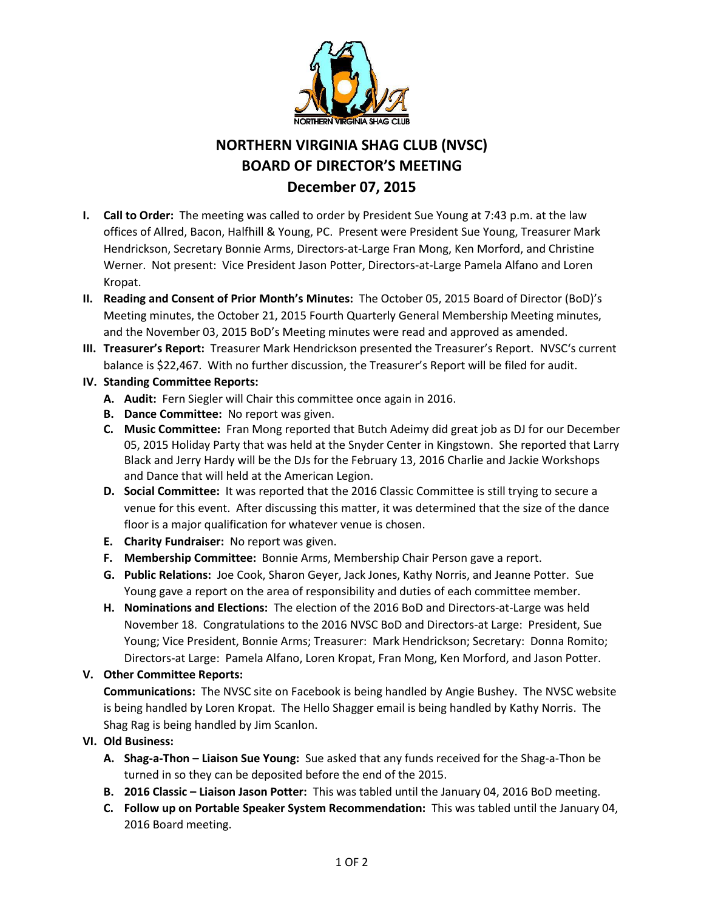# NORTHERN VIRGINIA SHAG CLUB (NVSC)
# BOARD OF DIRECTOR'S MEETING
# December 07, 2015

**I. Call to Order:** The meeting was called to order by President Sue Young at 7:43 p.m. at the law offices of Allred, Bacon, Halfhill & Young, PC. Present were President Sue Young, Treasurer Mark Hendrickson, Secretary Bonnie Arms, Directors-at-Large Fran Mong, Ken Morford, and Christine Werner. Not present: Vice President Jason Potter, Directors-at-Large Pamela Alfano and Loren Kropat.

**II. Reading and Consent of Prior Month's Minutes:** The October 05, 2015 Board of Director (BoD)'s Meeting minutes, the October 21, 2015 Fourth Quarterly General Membership Meeting minutes, and the November 03, 2015 BoD's Meeting minutes were read and approved as amended.

**III. Treasurer's Report:** Treasurer Mark Hendrickson presented the Treasurer's Report. NVSC's current balance is $22,467. With no further discussion, the Treasurer's Report will be filed for audit.

**IV. Standing Committee Reports:**

- **A. Audit:** Fern Siegler will Chair this committee once again in 2016.
- **B. Dance Committee:** No report was given.
- **C. Music Committee:** Fran Mong reported that Butch Adeimy did great job as DJ for our December 05, 2015 Holiday Party that was held at the Snyder Center in Kingstown. She reported that Larry Black and Jerry Hardy will be the DJs for the February 13, 2016 Charlie and Jackie Workshops and Dance that will held at the American Legion.
- **D. Social Committee:** It was reported that the 2016 Classic Committee is still trying to secure a venue for this event. After discussing this matter, it was determined that the size of the dance floor is a major qualification for whatever venue is chosen.
- **E. Charity Fundraiser:** No report was given.
- **F. Membership Committee:** Bonnie Arms, Membership Chair Person gave a report.
- **G. Public Relations:** Joe Cook, Sharon Geyer, Jack Jones, Kathy Norris, and Jeanne Potter. Sue Young gave a report on the area of responsibility and duties of each committee member.
- **H. Nominations and Elections:** The election of the 2016 BoD and Directors-at-Large was held November 18. Congratulations to the 2016 NVSC BoD and Directors-at Large: President, Sue Young; Vice President, Bonnie Arms; Treasurer: Mark Hendrickson; Secretary: Donna Romito; Directors-at Large: Pamela Alfano, Loren Kropat, Fran Mong, Ken Morford, and Jason Potter.

**V. Other Committee Reports:**

**Communications:** The NVSC site on Facebook is being handled by Angie Bushey. The NVSC website is being handled by Loren Kropat. The Hello Shagger email is being handled by Kathy Norris. The Shag Rag is being handled by Jim Scanlon.

**VI. Old Business:**

- **A. Shag-a-Thon – Liaison Sue Young:** Sue asked that any funds received for the Shag-a-Thon be turned in so they can be deposited before the end of the 2015.
- **B. 2016 Classic – Liaison Jason Potter:** This was tabled until the January 04, 2016 BoD meeting.
- **C. Follow up on Portable Speaker System Recommendation:** This was tabled until the January 04, 2016 Board meeting.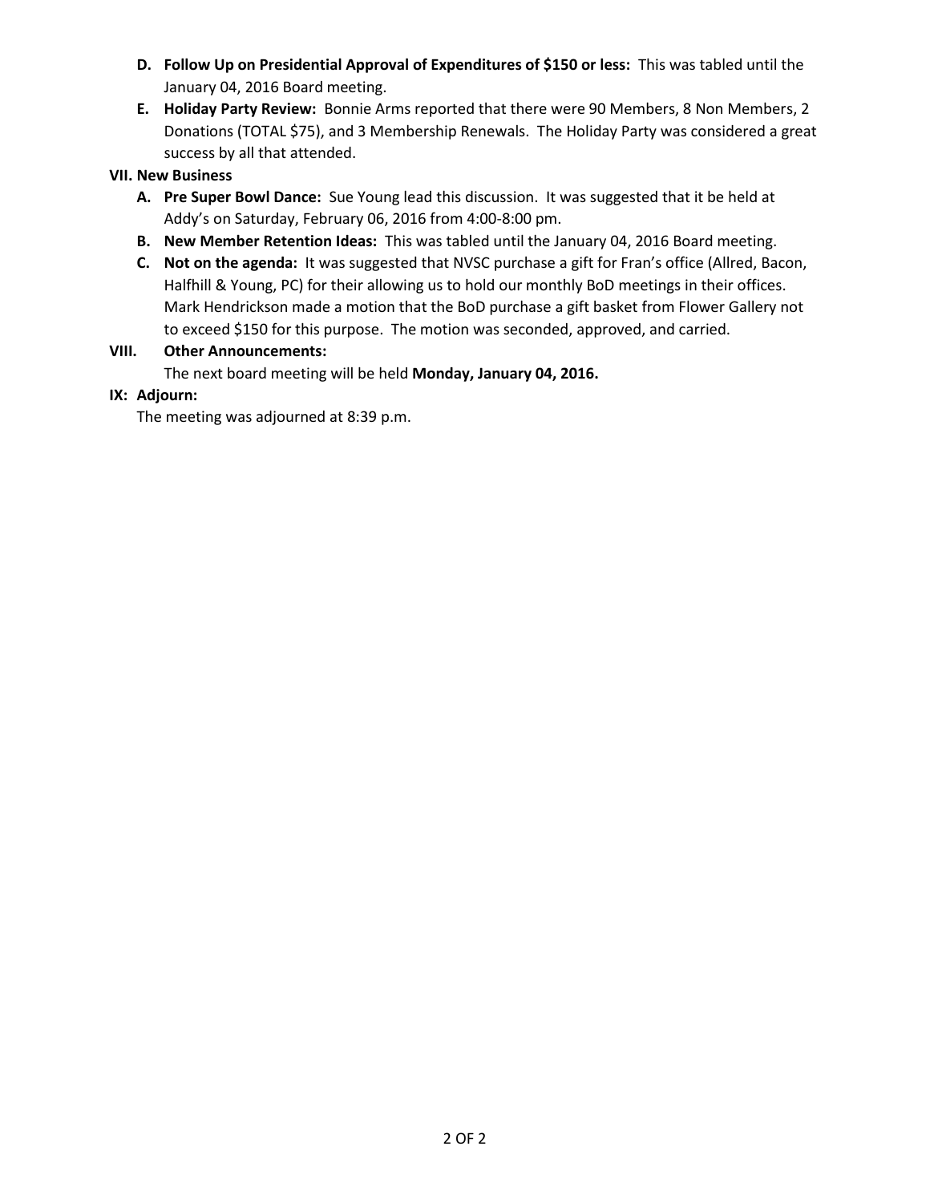D. **Follow Up on Presidential Approval of Expenditures of $150 or less:** This was tabled until the January 04, 2016 Board meeting.

E. **Holiday Party Review:** Bonnie Arms reported that there were 90 Members, 8 Non Members, 2 Donations (TOTAL $75), and 3 Membership Renewals. The Holiday Party was considered a great success by all that attended.

**VII. New Business**

A. **Pre Super Bowl Dance:** Sue Young lead this discussion. It was suggested that it be held at Addy's on Saturday, February 06, 2016 from 4:00-8:00 pm.

B. **New Member Retention Ideas:** This was tabled until the January 04, 2016 Board meeting.

C. **Not on the agenda:** It was suggested that NVSC purchase a gift for Fran's office (Allred, Bacon, Halfhill & Young, PC) for their allowing us to hold our monthly BoD meetings in their offices. Mark Hendrickson made a motion that the BoD purchase a gift basket from Flower Gallery not to exceed $150 for this purpose. The motion was seconded, approved, and carried.

**VIII. Other Announcements:**

The next board meeting will be held **Monday, January 04, 2016.**

**IX: Adjourn:**

The meeting was adjourned at 8:39 p.m.